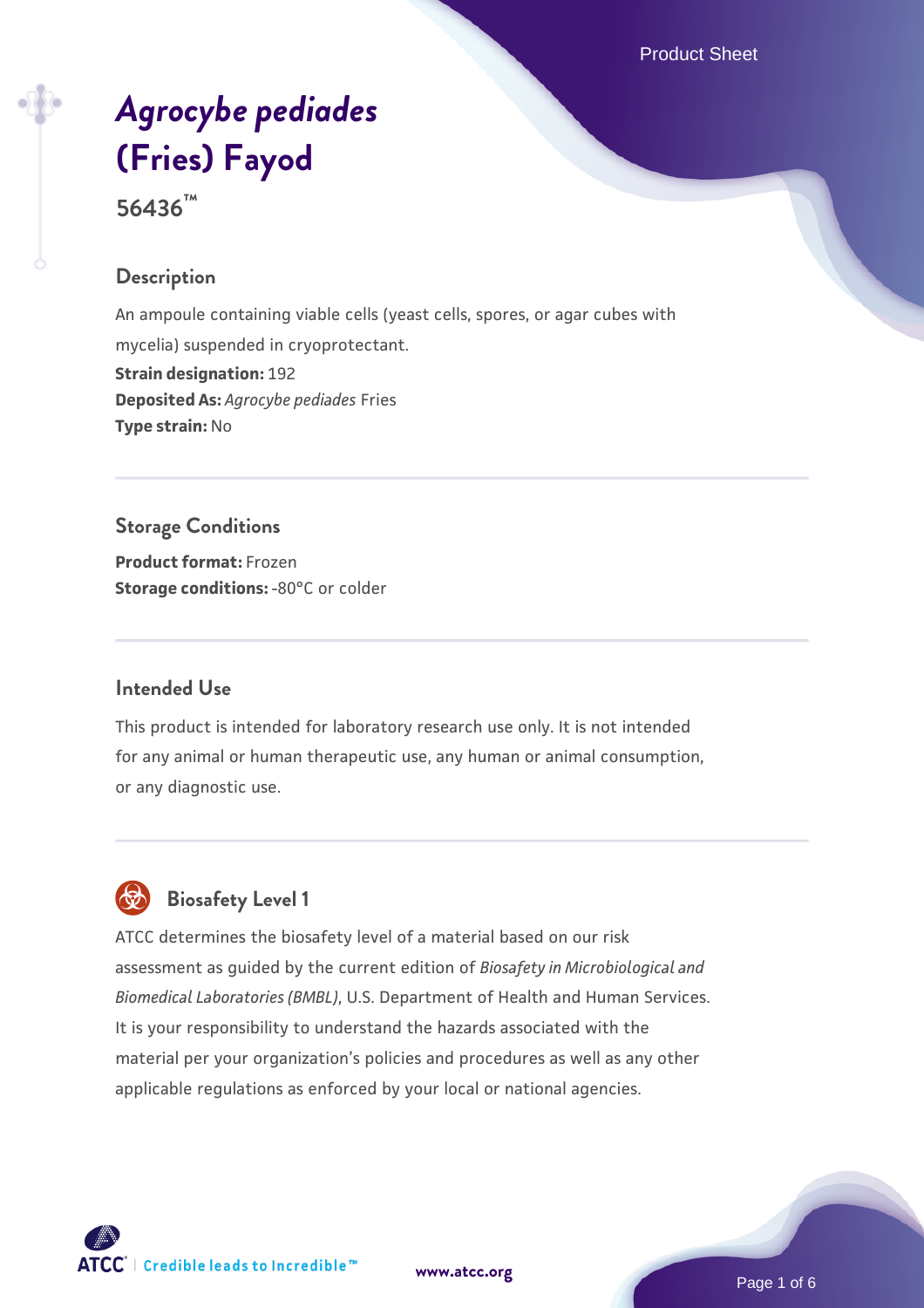# *Agrocybe pediades* (Fries) Fayod

**56436™**

## Description

An ampoule containing viable cells (yeast cells, spores, or agar cubes with mycelia) suspended in cryoprotectant.

**Strain designation:** 192

**Deposited As:** *Agrocybe pediades* Fries

**Type strain:** No

## Storage Conditions

**Product format:** Frozen

**Storage conditions:** -80°C or colder

## Intended Use

This product is intended for laboratory research use only. It is not intended for any animal or human therapeutic use, any human or animal consumption, or any diagnostic use.

## Biosafety Level 1

ATCC determines the biosafety level of a material based on our risk assessment as guided by the current edition of *Biosafety in Microbiological and Biomedical Laboratories (BMBL)*, U.S. Department of Health and Human Services. It is your responsibility to understand the hazards associated with the material per your organization's policies and procedures as well as any other applicable regulations as enforced by your local or national agencies.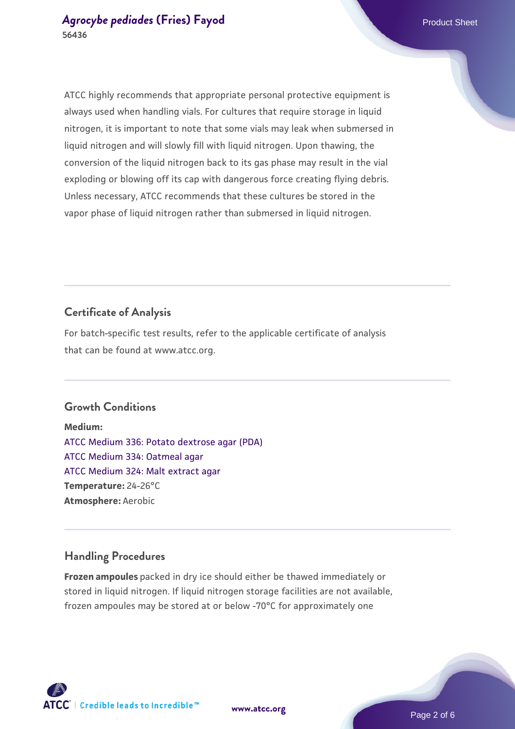ATCC highly recommends that appropriate personal protective equipment is always used when handling vials. For cultures that require storage in liquid nitrogen, it is important to note that some vials may leak when submersed in liquid nitrogen and will slowly fill with liquid nitrogen. Upon thawing, the conversion of the liquid nitrogen back to its gas phase may result in the vial exploding or blowing off its cap with dangerous force creating flying debris. Unless necessary, ATCC recommends that these cultures be stored in the vapor phase of liquid nitrogen rather than submersed in liquid nitrogen.

## Certificate of Analysis

For batch-specific test results, refer to the applicable certificate of analysis that can be found at www.atcc.org.

## Growth Conditions

**Medium:**
ATCC Medium 336: Potato dextrose agar (PDA)
ATCC Medium 334: Oatmeal agar
ATCC Medium 324: Malt extract agar
**Temperature:** 24-26°C
**Atmosphere:** Aerobic

## Handling Procedures

**Frozen ampoules** packed in dry ice should either be thawed immediately or stored in liquid nitrogen. If liquid nitrogen storage facilities are not available, frozen ampoules may be stored at or below -70°C for approximately one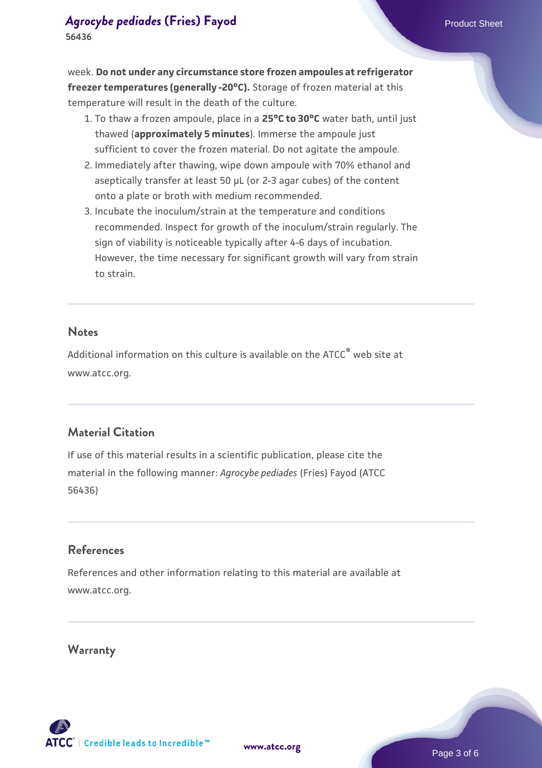week. **Do not under any circumstance store frozen ampoules at refrigerator freezer temperatures (generally -20°C).** Storage of frozen material at this temperature will result in the death of the culture.

1. To thaw a frozen ampoule, place in a **25°C to 30°C** water bath, until just thawed (**approximately 5 minutes**). Immerse the ampoule just sufficient to cover the frozen material. Do not agitate the ampoule.
2. Immediately after thawing, wipe down ampoule with 70% ethanol and aseptically transfer at least 50 µL (or 2-3 agar cubes) of the content onto a plate or broth with medium recommended.
3. Incubate the inoculum/strain at the temperature and conditions recommended. Inspect for growth of the inoculum/strain regularly. The sign of viability is noticeable typically after 4-6 days of incubation. However, the time necessary for significant growth will vary from strain to strain.

## Notes

Additional information on this culture is available on the ATCC® web site at www.atcc.org.

## Material Citation

If use of this material results in a scientific publication, please cite the material in the following manner: *Agrocybe pediades* (Fries) Fayod (ATCC 56436)

## References

References and other information relating to this material are available at www.atcc.org.

## Warranty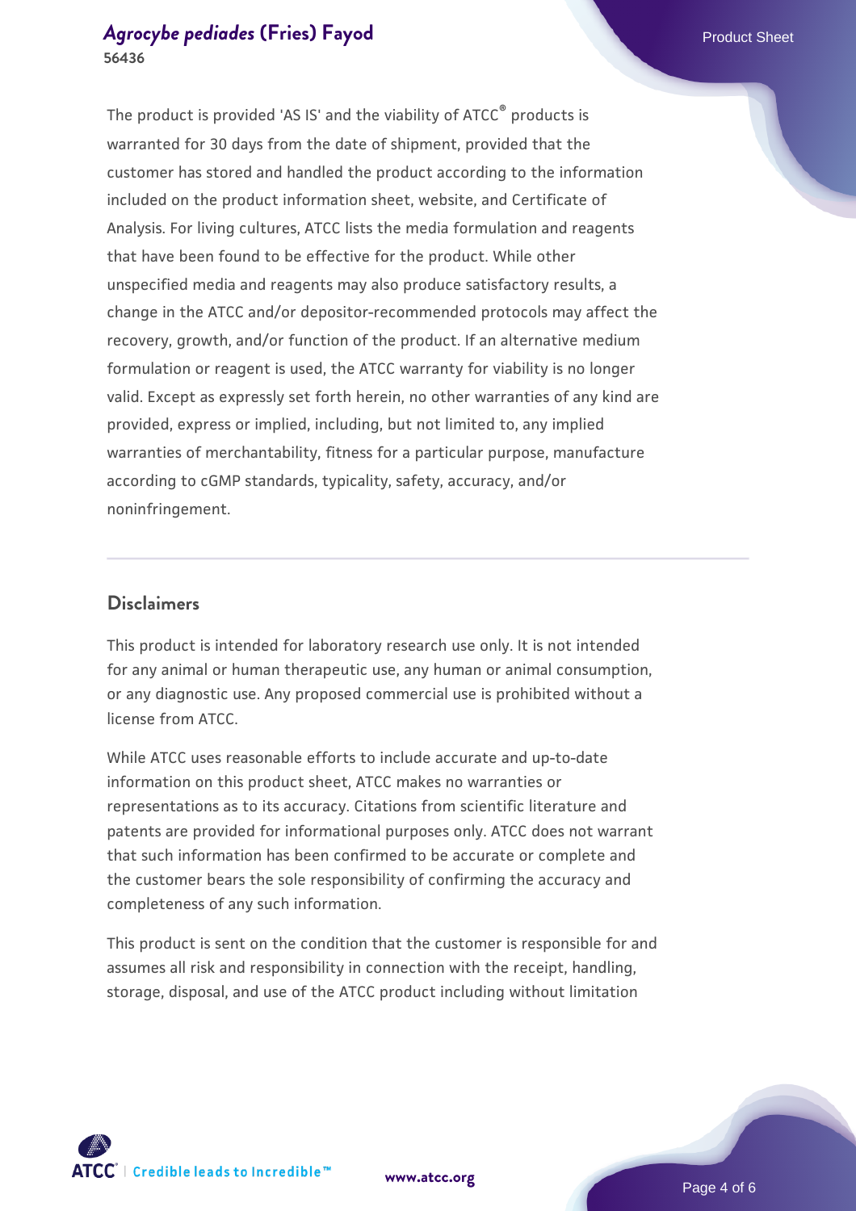The product is provided 'AS IS' and the viability of ATCC® products is warranted for 30 days from the date of shipment, provided that the customer has stored and handled the product according to the information included on the product information sheet, website, and Certificate of Analysis. For living cultures, ATCC lists the media formulation and reagents that have been found to be effective for the product. While other unspecified media and reagents may also produce satisfactory results, a change in the ATCC and/or depositor-recommended protocols may affect the recovery, growth, and/or function of the product. If an alternative medium formulation or reagent is used, the ATCC warranty for viability is no longer valid. Except as expressly set forth herein, no other warranties of any kind are provided, express or implied, including, but not limited to, any implied warranties of merchantability, fitness for a particular purpose, manufacture according to cGMP standards, typicality, safety, accuracy, and/or noninfringement.

## Disclaimers

This product is intended for laboratory research use only. It is not intended for any animal or human therapeutic use, any human or animal consumption, or any diagnostic use. Any proposed commercial use is prohibited without a license from ATCC.

While ATCC uses reasonable efforts to include accurate and up-to-date information on this product sheet, ATCC makes no warranties or representations as to its accuracy. Citations from scientific literature and patents are provided for informational purposes only. ATCC does not warrant that such information has been confirmed to be accurate or complete and the customer bears the sole responsibility of confirming the accuracy and completeness of any such information.

This product is sent on the condition that the customer is responsible for and assumes all risk and responsibility in connection with the receipt, handling, storage, disposal, and use of the ATCC product including without limitation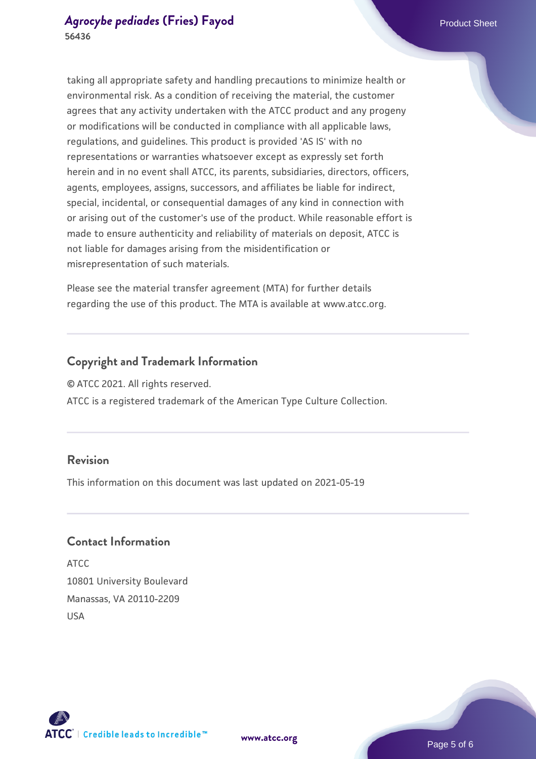taking all appropriate safety and handling precautions to minimize health or environmental risk. As a condition of receiving the material, the customer agrees that any activity undertaken with the ATCC product and any progeny or modifications will be conducted in compliance with all applicable laws, regulations, and guidelines. This product is provided 'AS IS' with no representations or warranties whatsoever except as expressly set forth herein and in no event shall ATCC, its parents, subsidiaries, directors, officers, agents, employees, assigns, successors, and affiliates be liable for indirect, special, incidental, or consequential damages of any kind in connection with or arising out of the customer's use of the product. While reasonable effort is made to ensure authenticity and reliability of materials on deposit, ATCC is not liable for damages arising from the misidentification or misrepresentation of such materials.

Please see the material transfer agreement (MTA) for further details regarding the use of this product. The MTA is available at www.atcc.org.

## Copyright and Trademark Information

© ATCC 2021. All rights reserved.

ATCC is a registered trademark of the American Type Culture Collection.

## Revision

This information on this document was last updated on 2021-05-19

## Contact Information

ATCC
10801 University Boulevard
Manassas, VA 20110-2209
USA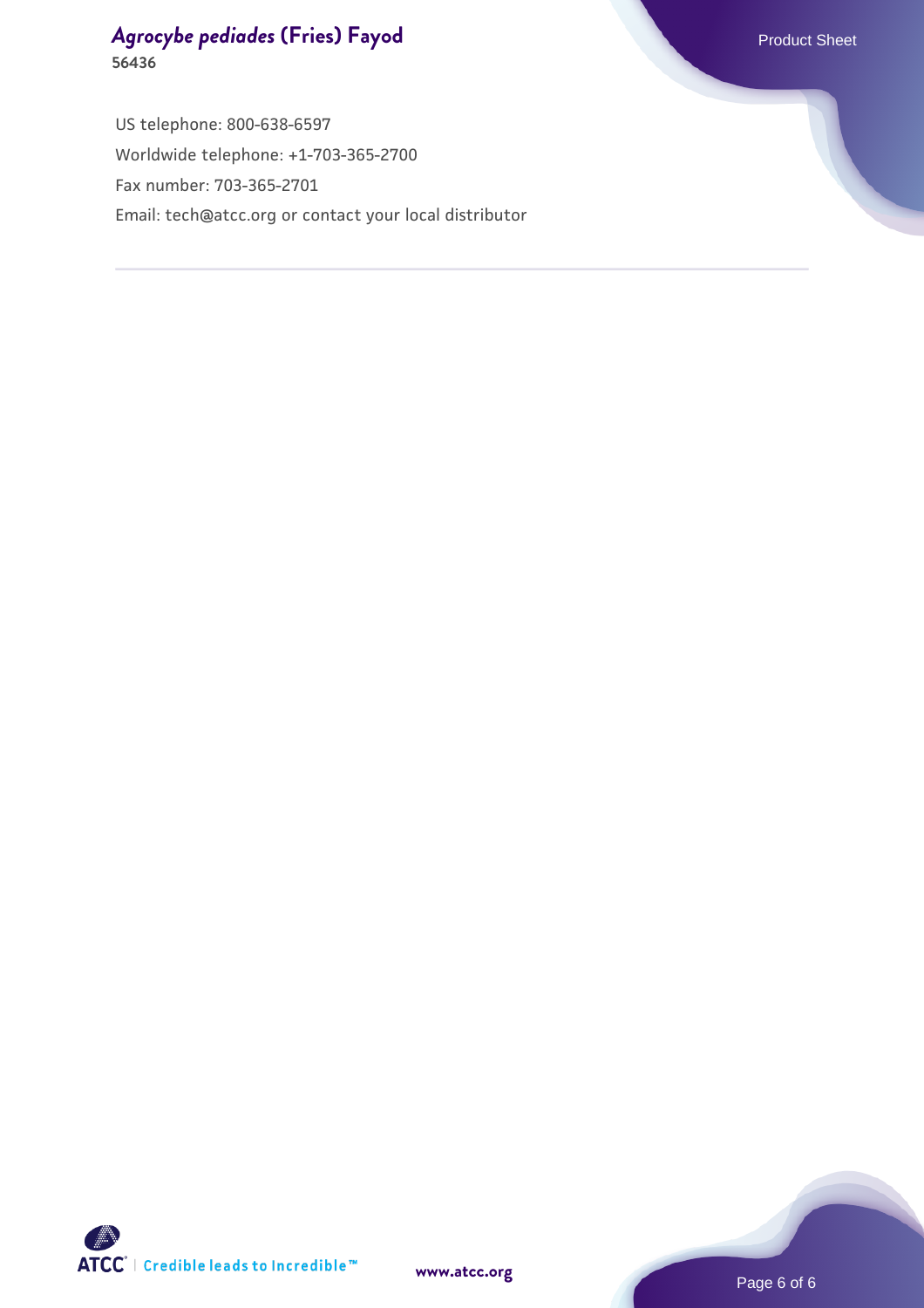US telephone: 800-638-6597

Worldwide telephone: +1-703-365-2700

Fax number: 703-365-2701

Email: tech@atcc.org or contact your local distributor